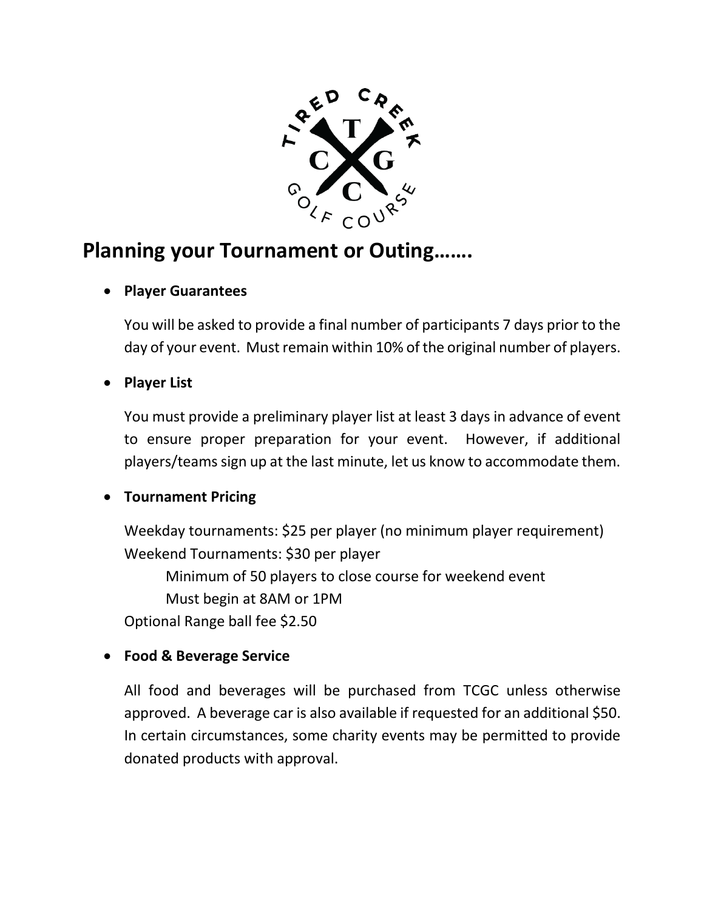# Planning your Tournament or Outing…….

- **Player Guarantees**

  You will be asked to provide a final number of participants 7 days prior to the day of your event. Must remain within 10% of the original number of players.

- **Player List**

  You must provide a preliminary player list at least 3 days in advance of event to ensure proper preparation for your event. However, if additional players/teams sign up at the last minute, let us know to accommodate them.

- **Tournament Pricing**

  Weekday tournaments: $25 per player (no minimum player requirement)
  Weekend Tournaments: $30 per player
  - Minimum of 50 players to close course for weekend event
  - Must begin at 8AM or 1PM

  Optional Range ball fee $2.50

- **Food & Beverage Service**

  All food and beverages will be purchased from TCGC unless otherwise approved. A beverage car is also available if requested for an additional $50. In certain circumstances, some charity events may be permitted to provide donated products with approval.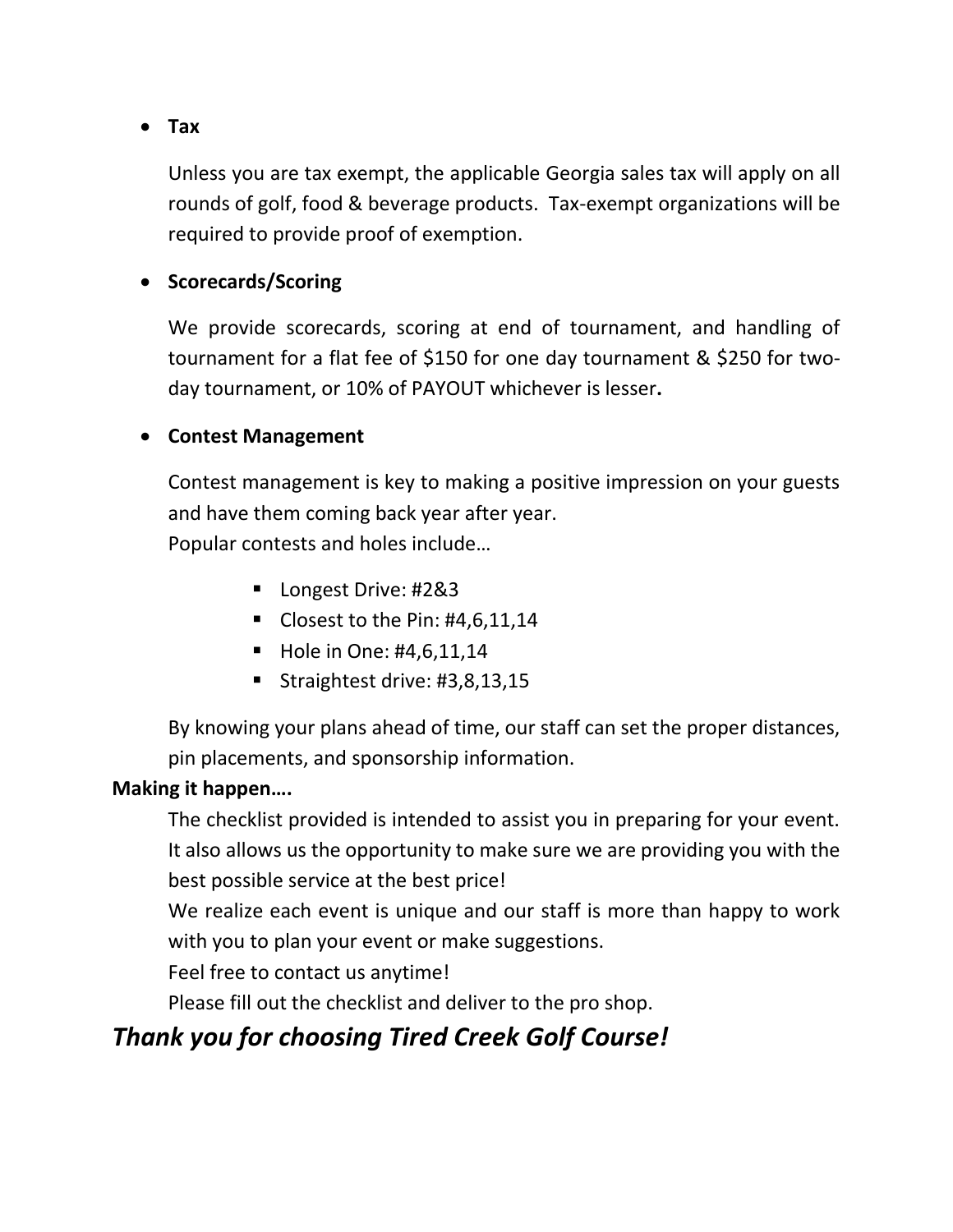- **Tax**

  Unless you are tax exempt, the applicable Georgia sales tax will apply on all rounds of golf, food & beverage products. Tax-exempt organizations will be required to provide proof of exemption.

- **Scorecards/Scoring**

  We provide scorecards, scoring at end of tournament, and handling of tournament for a flat fee of $150 for one day tournament & $250 for two-day tournament, or 10% of PAYOUT whichever is lesser**.**

- **Contest Management**

  Contest management is key to making a positive impression on your guests and have them coming back year after year.
  Popular contests and holes include…

  - Longest Drive: #2&3
  - Closest to the Pin: #4,6,11,14
  - Hole in One: #4,6,11,14
  - Straightest drive: #3,8,13,15

  By knowing your plans ahead of time, our staff can set the proper distances, pin placements, and sponsorship information.

**Making it happen….**

The checklist provided is intended to assist you in preparing for your event. It also allows us the opportunity to make sure we are providing you with the best possible service at the best price!

We realize each event is unique and our staff is more than happy to work with you to plan your event or make suggestions.

Feel free to contact us anytime!

Please fill out the checklist and deliver to the pro shop.

## ***Thank you for choosing Tired Creek Golf Course!***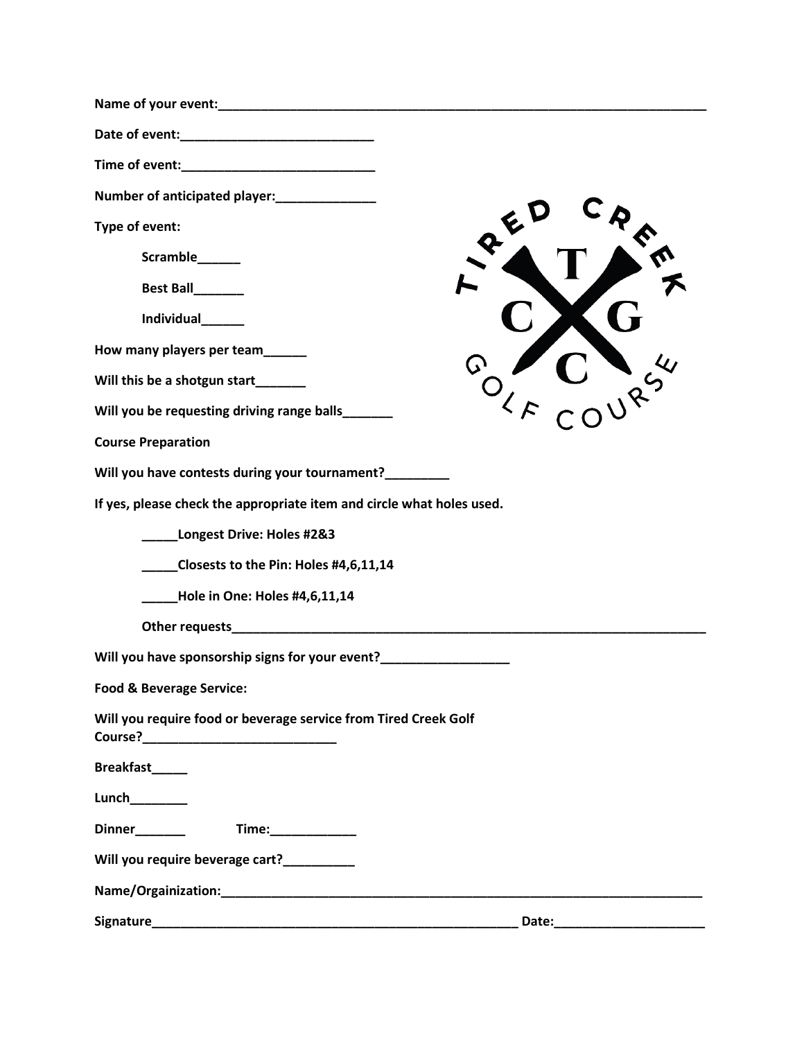**Name of your event:**________________________________________________________________________

**Date of event:**___________________________

**Time of event:**___________________________

**Number of anticipated player:**______________

**Type of event:**

**Scramble**______

**Best Ball**_______

**Individual**______

**How many players per team**______

**Will this be a shotgun start**_______

**Will you be requesting driving range balls**_______

**Course Preparation**

**Will you have contests during your tournament?**_________

**If yes, please check the appropriate item and circle what holes used.**

_____**Longest Drive: Holes #2&3**

_____**Closests to the Pin: Holes #4,6,11,14**

_____**Hole in One: Holes #4,6,11,14**

**Other requests**______________________________________________________________________

**Will you have sponsorship signs for your event?**__________________

**Food & Beverage Service:**

**Will you require food or beverage service from Tired Creek Golf Course?**___________________________

**Breakfast**_____

**Lunch**________

**Dinner**_______ **Time:**____________

**Will you require beverage cart?**__________

**Name/Orgainization:**________________________________________________________________________

**Signature**_____________________________________________________ **Date:**_____________________